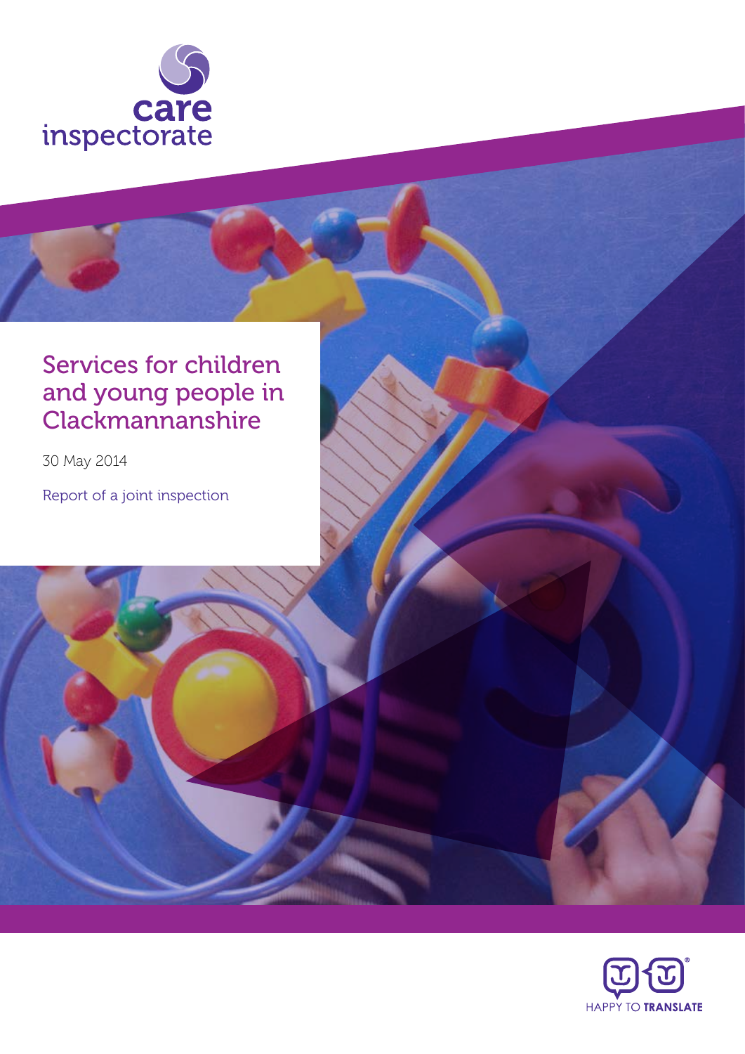care inspectorate

# Services for children and young people in Clackmannanshire

30 May 2014

Report of a joint inspection

HAPPY TO TRANSLATE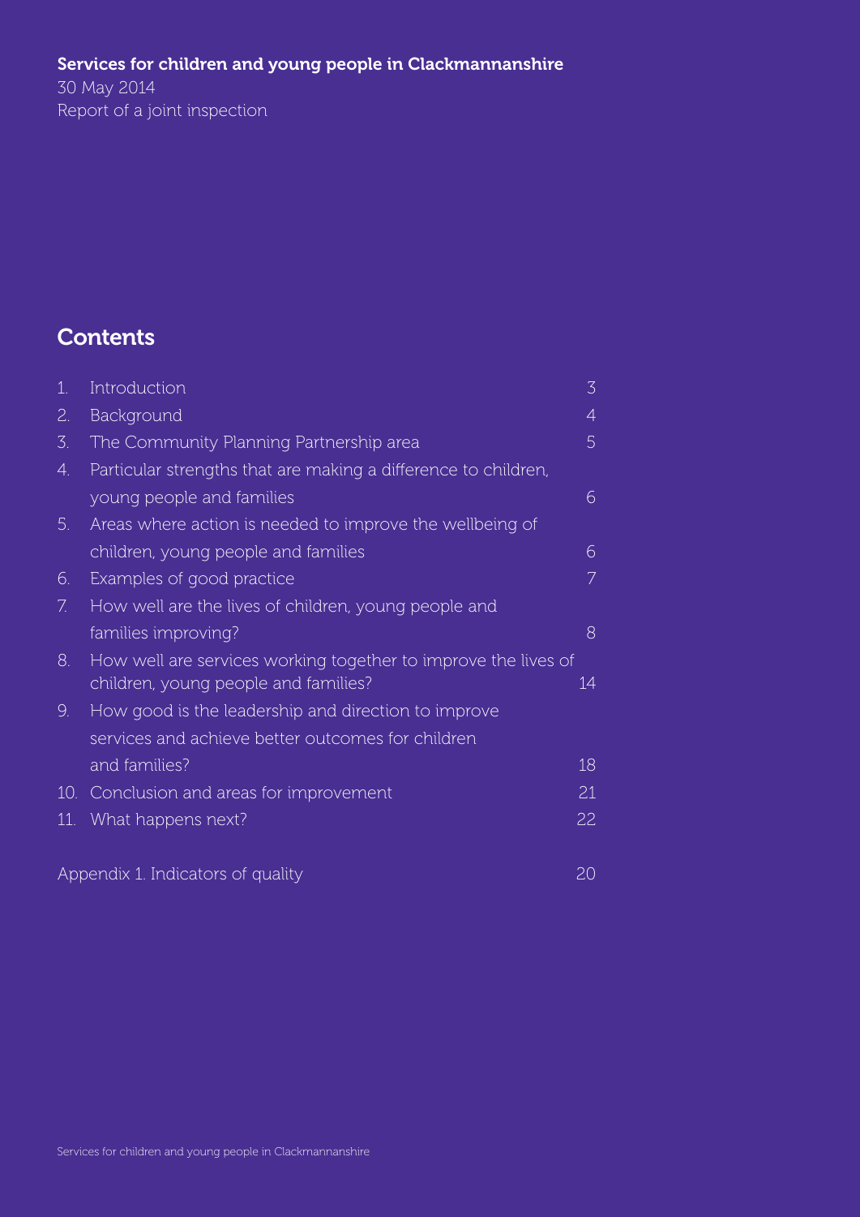**Services for children and young people in Clackmannanshire**

30 May 2014

Report of a joint inspection

## Contents

| | | |
|---|---|---|
| 1. | Introduction | 3 |
| 2. | Background | 4 |
| 3. | The Community Planning Partnership area | 5 |
| 4. | Particular strengths that are making a difference to children, young people and families | 6 |
| 5. | Areas where action is needed to improve the wellbeing of children, young people and families | 6 |
| 6. | Examples of good practice | 7 |
| 7. | How well are the lives of children, young people and families improving? | 8 |
| 8. | How well are services working together to improve the lives of children, young people and families? | 14 |
| 9. | How good is the leadership and direction to improve services and achieve better outcomes for children and families? | 18 |
| 10. | Conclusion and areas for improvement | 21 |
| 11. | What happens next? | 22 |
| | Appendix 1. Indicators of quality | 20 |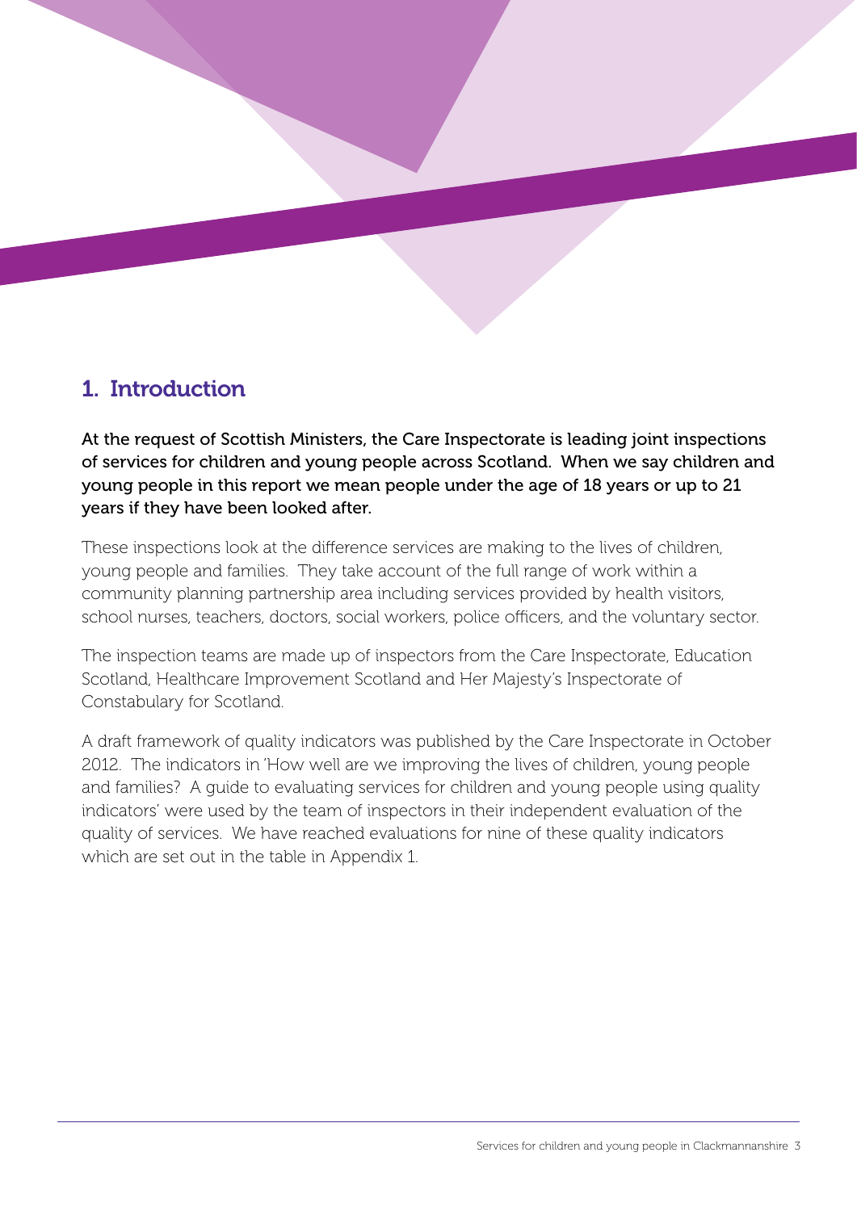# 1. Introduction

**At the request of Scottish Ministers, the Care Inspectorate is leading joint inspections of services for children and young people across Scotland. When we say children and young people in this report we mean people under the age of 18 years or up to 21 years if they have been looked after.**

These inspections look at the difference services are making to the lives of children, young people and families. They take account of the full range of work within a community planning partnership area including services provided by health visitors, school nurses, teachers, doctors, social workers, police officers, and the voluntary sector.

The inspection teams are made up of inspectors from the Care Inspectorate, Education Scotland, Healthcare Improvement Scotland and Her Majesty's Inspectorate of Constabulary for Scotland.

A draft framework of quality indicators was published by the Care Inspectorate in October 2012. The indicators in 'How well are we improving the lives of children, young people and families? A guide to evaluating services for children and young people using quality indicators' were used by the team of inspectors in their independent evaluation of the quality of services. We have reached evaluations for nine of these quality indicators which are set out in the table in Appendix 1.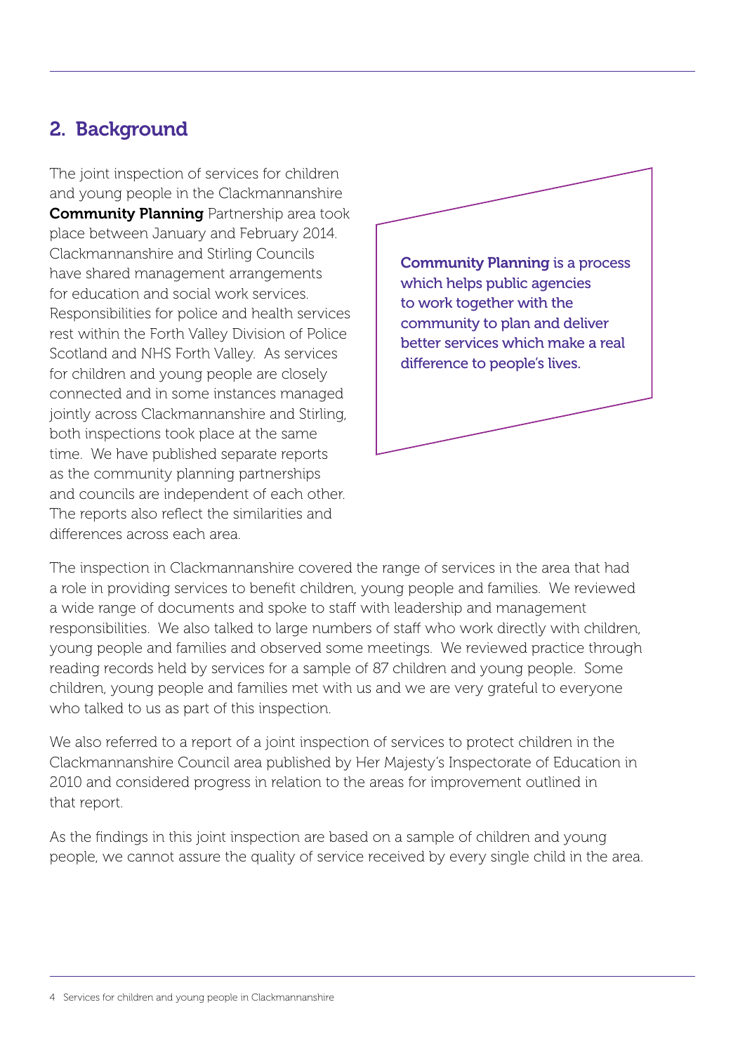## 2. Background

The joint inspection of services for children and young people in the Clackmannanshire **Community Planning** Partnership area took place between January and February 2014. Clackmannanshire and Stirling Councils have shared management arrangements for education and social work services. Responsibilities for police and health services rest within the Forth Valley Division of Police Scotland and NHS Forth Valley. As services for children and young people are closely connected and in some instances managed jointly across Clackmannanshire and Stirling, both inspections took place at the same time. We have published separate reports as the community planning partnerships and councils are independent of each other. The reports also reflect the similarities and differences across each area.

> **Community Planning** is a process which helps public agencies to work together with the community to plan and deliver better services which make a real difference to people's lives.

The inspection in Clackmannanshire covered the range of services in the area that had a role in providing services to benefit children, young people and families. We reviewed a wide range of documents and spoke to staff with leadership and management responsibilities. We also talked to large numbers of staff who work directly with children, young people and families and observed some meetings. We reviewed practice through reading records held by services for a sample of 87 children and young people. Some children, young people and families met with us and we are very grateful to everyone who talked to us as part of this inspection.

We also referred to a report of a joint inspection of services to protect children in the Clackmannanshire Council area published by Her Majesty's Inspectorate of Education in 2010 and considered progress in relation to the areas for improvement outlined in that report.

As the findings in this joint inspection are based on a sample of children and young people, we cannot assure the quality of service received by every single child in the area.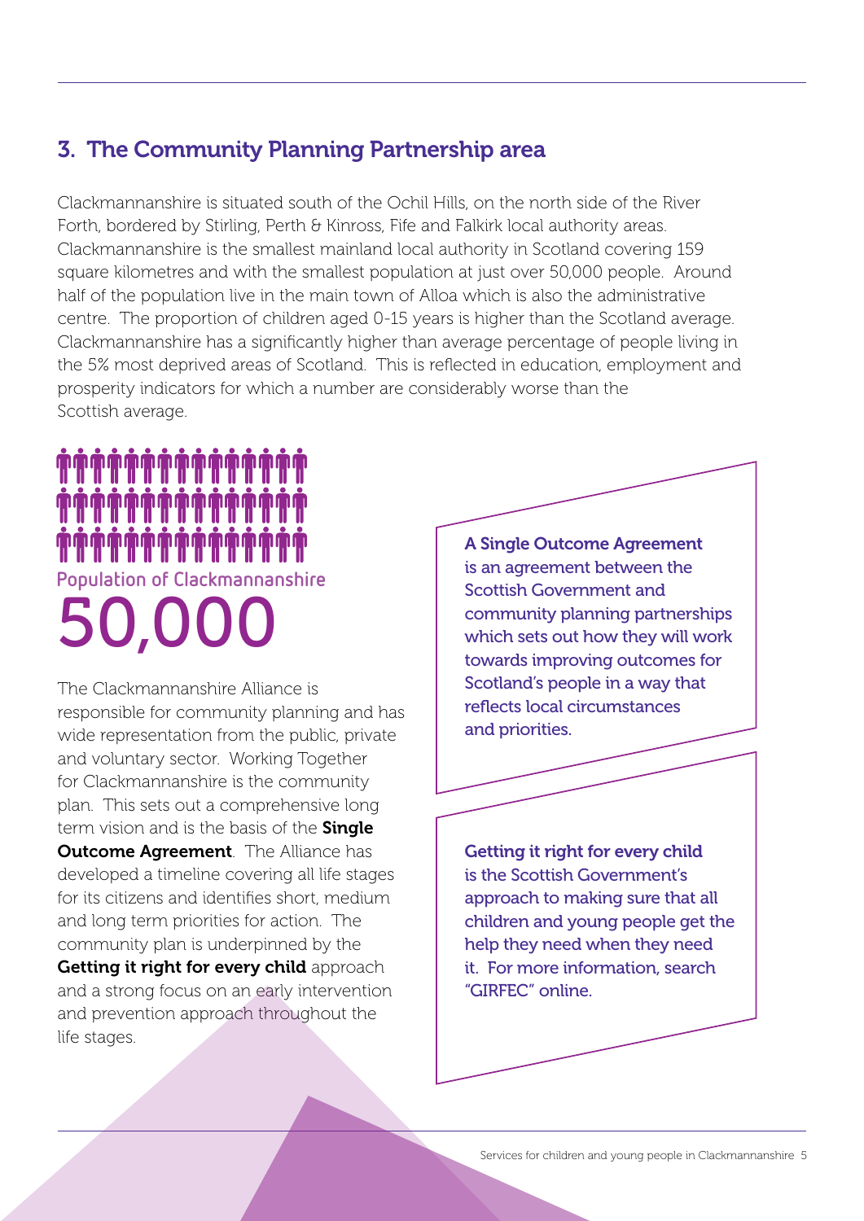## 3. The Community Planning Partnership area

Clackmannanshire is situated south of the Ochil Hills, on the north side of the River Forth, bordered by Stirling, Perth & Kinross, Fife and Falkirk local authority areas. Clackmannanshire is the smallest mainland local authority in Scotland covering 159 square kilometres and with the smallest population at just over 50,000 people. Around half of the population live in the main town of Alloa which is also the administrative centre. The proportion of children aged 0-15 years is higher than the Scotland average. Clackmannanshire has a significantly higher than average percentage of people living in the 5% most deprived areas of Scotland. This is reflected in education, employment and prosperity indicators for which a number are considerably worse than the Scottish average.

**Population of Clackmannanshire**

**50,000**

The Clackmannanshire Alliance is responsible for community planning and has wide representation from the public, private and voluntary sector. Working Together for Clackmannanshire is the community plan. This sets out a comprehensive long term vision and is the basis of the **Single Outcome Agreement**. The Alliance has developed a timeline covering all life stages for its citizens and identifies short, medium and long term priorities for action. The community plan is underpinned by the **Getting it right for every child** approach and a strong focus on an early intervention and prevention approach throughout the life stages.

**A Single Outcome Agreement** is an agreement between the Scottish Government and community planning partnerships which sets out how they will work towards improving outcomes for Scotland's people in a way that reflects local circumstances and priorities.

**Getting it right for every child** is the Scottish Government's approach to making sure that all children and young people get the help they need when they need it. For more information, search "GIRFEC" online.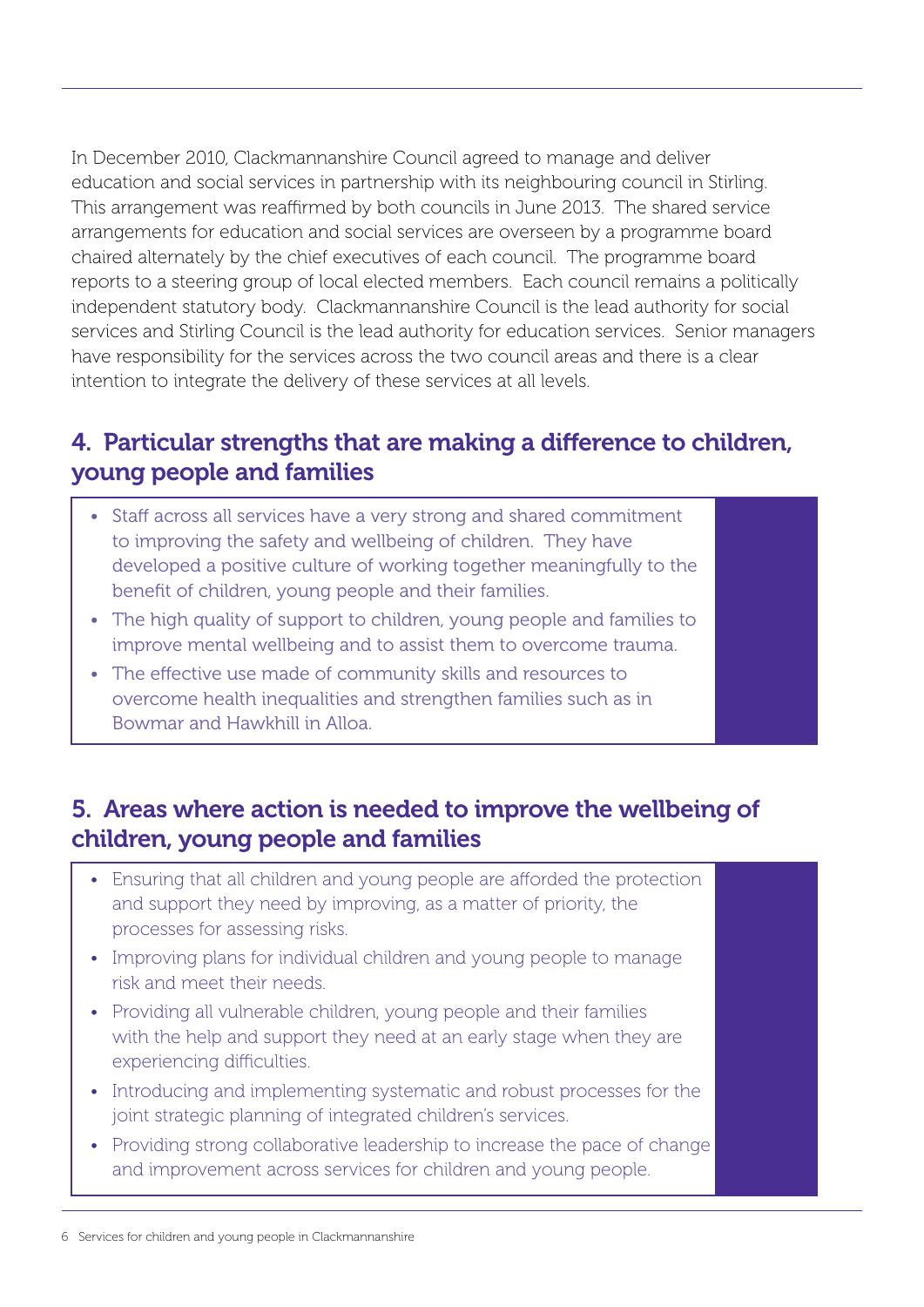In December 2010, Clackmannanshire Council agreed to manage and deliver education and social services in partnership with its neighbouring council in Stirling. This arrangement was reaffirmed by both councils in June 2013. The shared service arrangements for education and social services are overseen by a programme board chaired alternately by the chief executives of each council. The programme board reports to a steering group of local elected members. Each council remains a politically independent statutory body. Clackmannanshire Council is the lead authority for social services and Stirling Council is the lead authority for education services. Senior managers have responsibility for the services across the two council areas and there is a clear intention to integrate the delivery of these services at all levels.

## 4. Particular strengths that are making a difference to children, young people and families

- Staff across all services have a very strong and shared commitment to improving the safety and wellbeing of children. They have developed a positive culture of working together meaningfully to the benefit of children, young people and their families.
- The high quality of support to children, young people and families to improve mental wellbeing and to assist them to overcome trauma.
- The effective use made of community skills and resources to overcome health inequalities and strengthen families such as in Bowmar and Hawkhill in Alloa.

## 5. Areas where action is needed to improve the wellbeing of children, young people and families

- Ensuring that all children and young people are afforded the protection and support they need by improving, as a matter of priority, the processes for assessing risks.
- Improving plans for individual children and young people to manage risk and meet their needs.
- Providing all vulnerable children, young people and their families with the help and support they need at an early stage when they are experiencing difficulties.
- Introducing and implementing systematic and robust processes for the joint strategic planning of integrated children's services.
- Providing strong collaborative leadership to increase the pace of change and improvement across services for children and young people.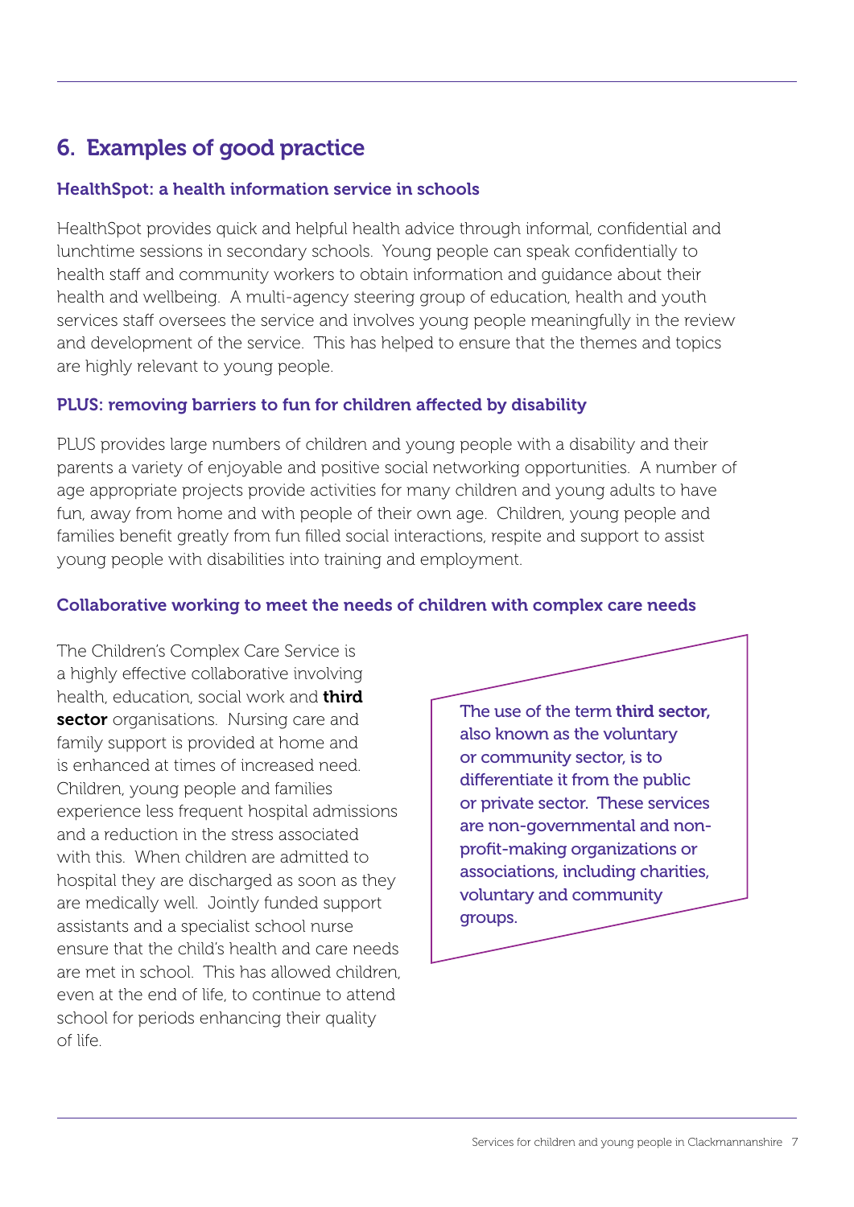## 6. Examples of good practice

### HealthSpot: a health information service in schools

HealthSpot provides quick and helpful health advice through informal, confidential and lunchtime sessions in secondary schools. Young people can speak confidentially to health staff and community workers to obtain information and guidance about their health and wellbeing. A multi-agency steering group of education, health and youth services staff oversees the service and involves young people meaningfully in the review and development of the service. This has helped to ensure that the themes and topics are highly relevant to young people.

### PLUS: removing barriers to fun for children affected by disability

PLUS provides large numbers of children and young people with a disability and their parents a variety of enjoyable and positive social networking opportunities. A number of age appropriate projects provide activities for many children and young adults to have fun, away from home and with people of their own age. Children, young people and families benefit greatly from fun filled social interactions, respite and support to assist young people with disabilities into training and employment.

### Collaborative working to meet the needs of children with complex care needs

The Children's Complex Care Service is a highly effective collaborative involving health, education, social work and **third sector** organisations. Nursing care and family support is provided at home and is enhanced at times of increased need. Children, young people and families experience less frequent hospital admissions and a reduction in the stress associated with this. When children are admitted to hospital they are discharged as soon as they are medically well. Jointly funded support assistants and a specialist school nurse ensure that the child's health and care needs are met in school. This has allowed children, even at the end of life, to continue to attend school for periods enhancing their quality of life.

The use of the term **third sector,** also known as the voluntary or community sector, is to differentiate it from the public or private sector. These services are non-governmental and non-profit-making organizations or associations, including charities, voluntary and community groups.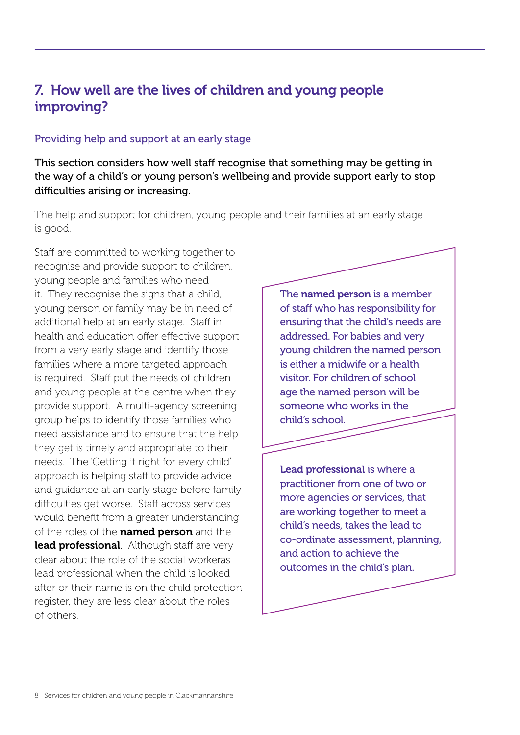## 7. How well are the lives of children and young people improving?

### Providing help and support at an early stage

**This section considers how well staff recognise that something may be getting in the way of a child's or young person's wellbeing and provide support early to stop difficulties arising or increasing.**

The help and support for children, young people and their families at an early stage is good.

Staff are committed to working together to recognise and provide support to children, young people and families who need it. They recognise the signs that a child, young person or family may be in need of additional help at an early stage. Staff in health and education offer effective support from a very early stage and identify those families where a more targeted approach is required. Staff put the needs of children and young people at the centre when they provide support. A multi-agency screening group helps to identify those families who need assistance and to ensure that the help they get is timely and appropriate to their needs. The 'Getting it right for every child' approach is helping staff to provide advice and guidance at an early stage before family difficulties get worse. Staff across services would benefit from a greater understanding of the roles of the **named person** and the **lead professional**. Although staff are very clear about the role of the social workeras lead professional when the child is looked after or their name is on the child protection register, they are less clear about the roles of others.

The **named person** is a member of staff who has responsibility for ensuring that the child's needs are addressed. For babies and very young children the named person is either a midwife or a health visitor. For children of school age the named person will be someone who works in the child's school.

**Lead professional** is where a practitioner from one of two or more agencies or services, that are working together to meet a child's needs, takes the lead to co-ordinate assessment, planning, and action to achieve the outcomes in the child's plan.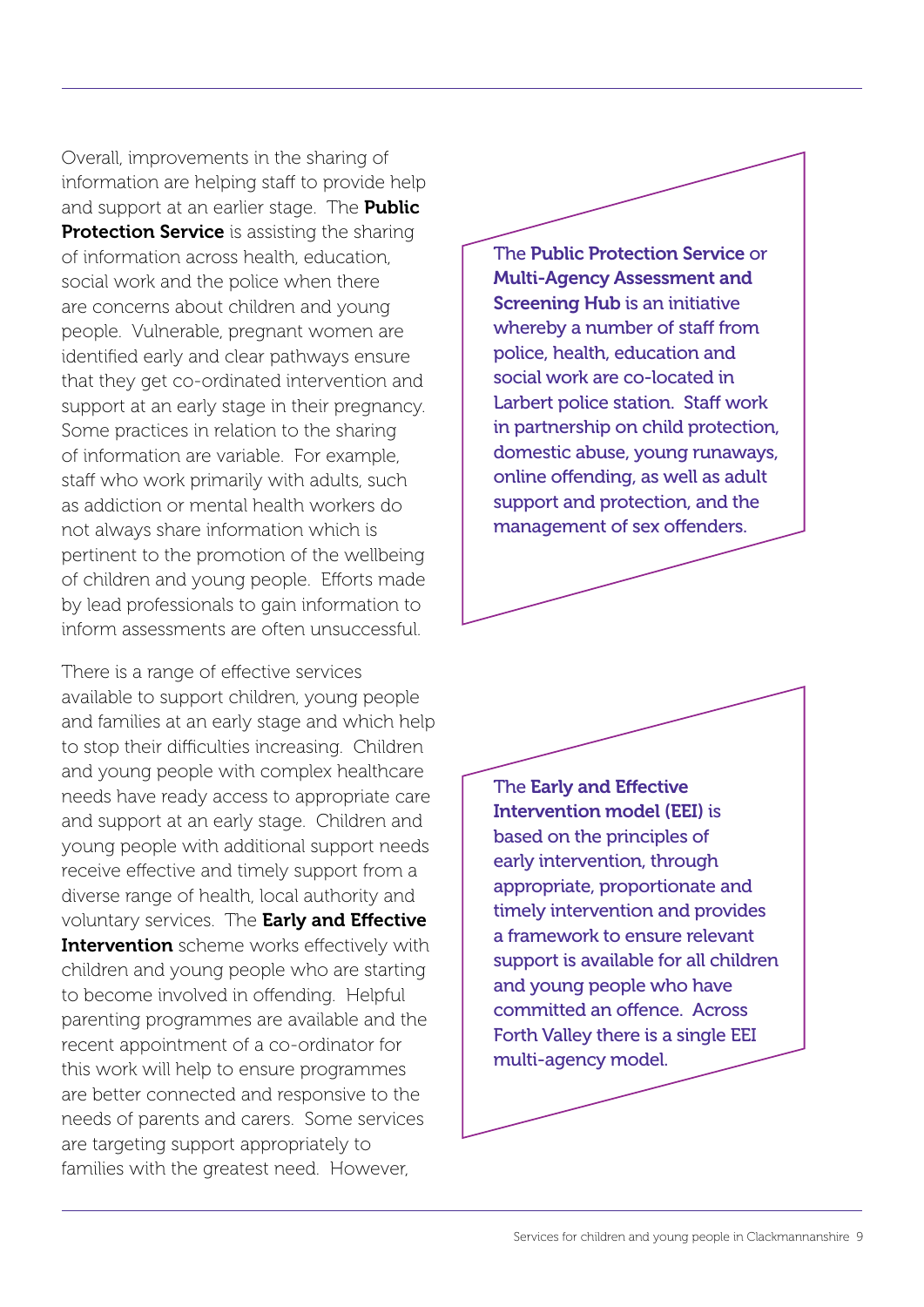Overall, improvements in the sharing of information are helping staff to provide help and support at an earlier stage. The **Public Protection Service** is assisting the sharing of information across health, education, social work and the police when there are concerns about children and young people. Vulnerable, pregnant women are identified early and clear pathways ensure that they get co-ordinated intervention and support at an early stage in their pregnancy. Some practices in relation to the sharing of information are variable. For example, staff who work primarily with adults, such as addiction or mental health workers do not always share information which is pertinent to the promotion of the wellbeing of children and young people. Efforts made by lead professionals to gain information to inform assessments are often unsuccessful.

There is a range of effective services available to support children, young people and families at an early stage and which help to stop their difficulties increasing. Children and young people with complex healthcare needs have ready access to appropriate care and support at an early stage. Children and young people with additional support needs receive effective and timely support from a diverse range of health, local authority and voluntary services. The **Early and Effective Intervention** scheme works effectively with children and young people who are starting to become involved in offending. Helpful parenting programmes are available and the recent appointment of a co-ordinator for this work will help to ensure programmes are better connected and responsive to the needs of parents and carers. Some services are targeting support appropriately to families with the greatest need. However,

The **Public Protection Service** or **Multi-Agency Assessment and Screening Hub** is an initiative whereby a number of staff from police, health, education and social work are co-located in Larbert police station. Staff work in partnership on child protection, domestic abuse, young runaways, online offending, as well as adult support and protection, and the management of sex offenders.

The **Early and Effective Intervention model (EEI)** is based on the principles of early intervention, through appropriate, proportionate and timely intervention and provides a framework to ensure relevant support is available for all children and young people who have committed an offence. Across Forth Valley there is a single EEI multi-agency model.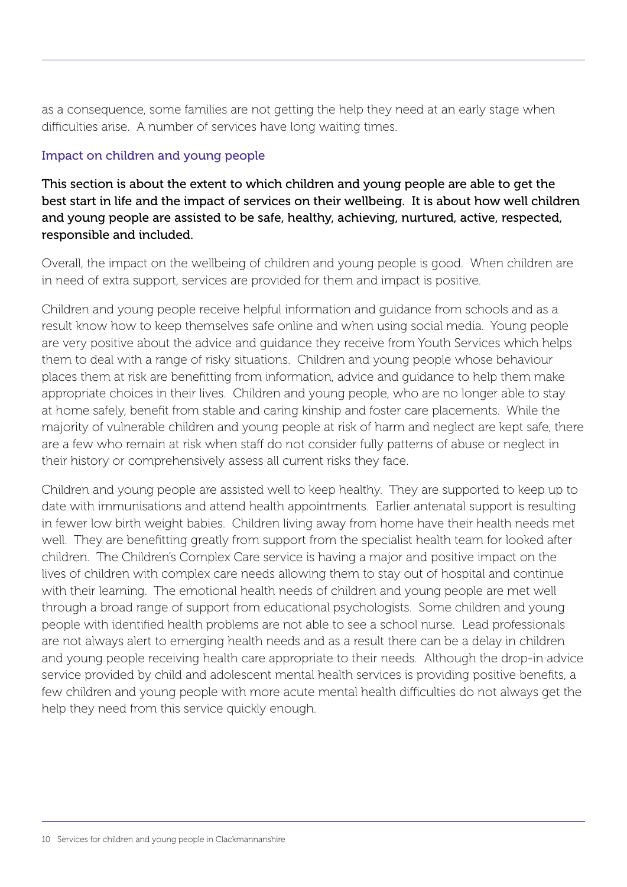as a consequence, some families are not getting the help they need at an early stage when difficulties arise. A number of services have long waiting times.

## Impact on children and young people

**This section is about the extent to which children and young people are able to get the best start in life and the impact of services on their wellbeing. It is about how well children and young people are assisted to be safe, healthy, achieving, nurtured, active, respected, responsible and included.**

Overall, the impact on the wellbeing of children and young people is good. When children are in need of extra support, services are provided for them and impact is positive.

Children and young people receive helpful information and guidance from schools and as a result know how to keep themselves safe online and when using social media. Young people are very positive about the advice and guidance they receive from Youth Services which helps them to deal with a range of risky situations. Children and young people whose behaviour places them at risk are benefitting from information, advice and guidance to help them make appropriate choices in their lives. Children and young people, who are no longer able to stay at home safely, benefit from stable and caring kinship and foster care placements. While the majority of vulnerable children and young people at risk of harm and neglect are kept safe, there are a few who remain at risk when staff do not consider fully patterns of abuse or neglect in their history or comprehensively assess all current risks they face.

Children and young people are assisted well to keep healthy. They are supported to keep up to date with immunisations and attend health appointments. Earlier antenatal support is resulting in fewer low birth weight babies. Children living away from home have their health needs met well. They are benefitting greatly from support from the specialist health team for looked after children. The Children's Complex Care service is having a major and positive impact on the lives of children with complex care needs allowing them to stay out of hospital and continue with their learning. The emotional health needs of children and young people are met well through a broad range of support from educational psychologists. Some children and young people with identified health problems are not able to see a school nurse. Lead professionals are not always alert to emerging health needs and as a result there can be a delay in children and young people receiving health care appropriate to their needs. Although the drop-in advice service provided by child and adolescent mental health services is providing positive benefits, a few children and young people with more acute mental health difficulties do not always get the help they need from this service quickly enough.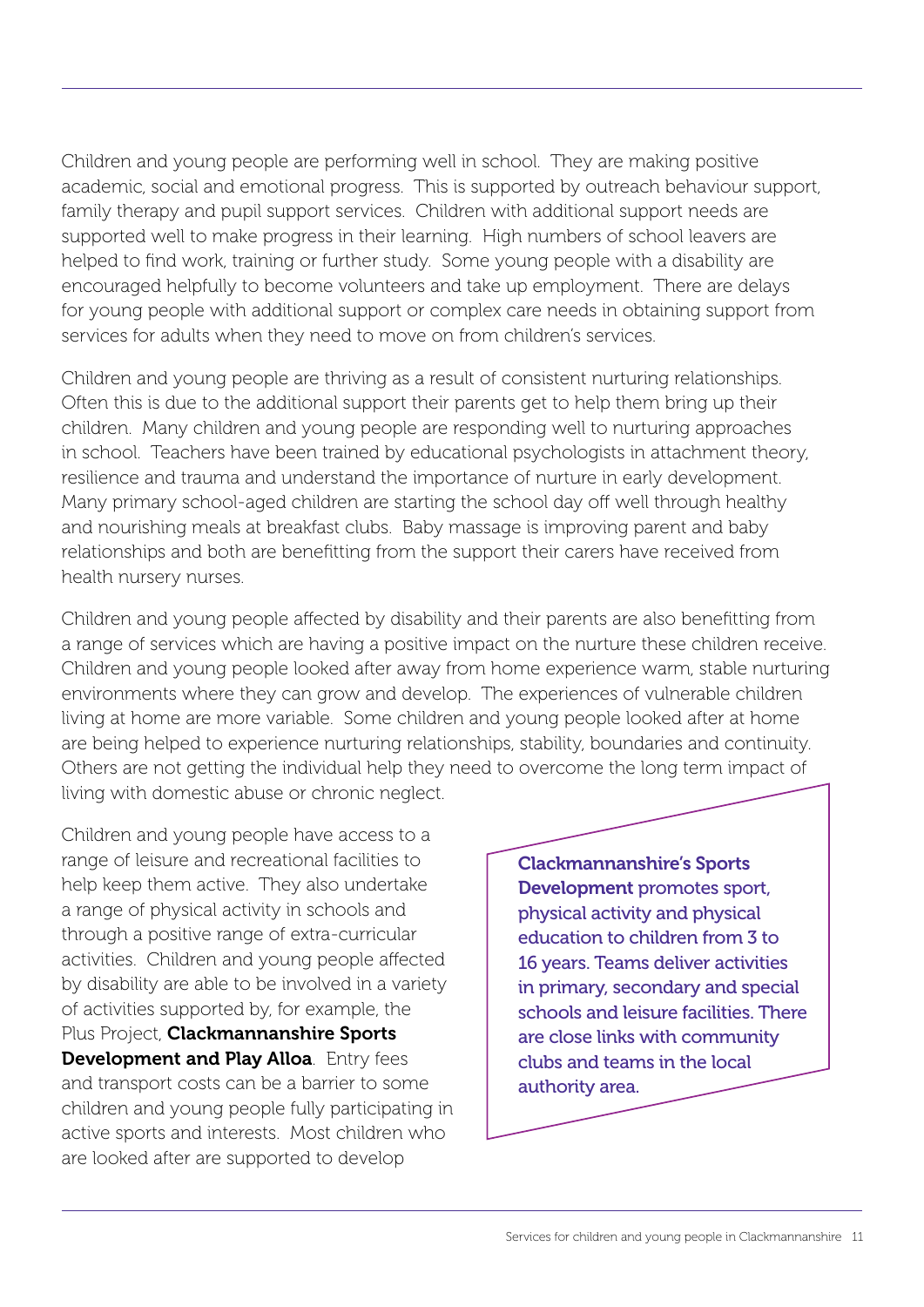Children and young people are performing well in school. They are making positive academic, social and emotional progress. This is supported by outreach behaviour support, family therapy and pupil support services. Children with additional support needs are supported well to make progress in their learning. High numbers of school leavers are helped to find work, training or further study. Some young people with a disability are encouraged helpfully to become volunteers and take up employment. There are delays for young people with additional support or complex care needs in obtaining support from services for adults when they need to move on from children's services.

Children and young people are thriving as a result of consistent nurturing relationships. Often this is due to the additional support their parents get to help them bring up their children. Many children and young people are responding well to nurturing approaches in school. Teachers have been trained by educational psychologists in attachment theory, resilience and trauma and understand the importance of nurture in early development. Many primary school-aged children are starting the school day off well through healthy and nourishing meals at breakfast clubs. Baby massage is improving parent and baby relationships and both are benefitting from the support their carers have received from health nursery nurses.

Children and young people affected by disability and their parents are also benefitting from a range of services which are having a positive impact on the nurture these children receive. Children and young people looked after away from home experience warm, stable nurturing environments where they can grow and develop. The experiences of vulnerable children living at home are more variable. Some children and young people looked after at home are being helped to experience nurturing relationships, stability, boundaries and continuity. Others are not getting the individual help they need to overcome the long term impact of living with domestic abuse or chronic neglect.

Children and young people have access to a range of leisure and recreational facilities to help keep them active. They also undertake a range of physical activity in schools and through a positive range of extra-curricular activities. Children and young people affected by disability are able to be involved in a variety of activities supported by, for example, the Plus Project, **Clackmannanshire Sports Development and Play Alloa**. Entry fees and transport costs can be a barrier to some children and young people fully participating in active sports and interests. Most children who are looked after are supported to develop

**Clackmannanshire's Sports Development** promotes sport, physical activity and physical education to children from 3 to 16 years. Teams deliver activities in primary, secondary and special schools and leisure facilities. There are close links with community clubs and teams in the local authority area.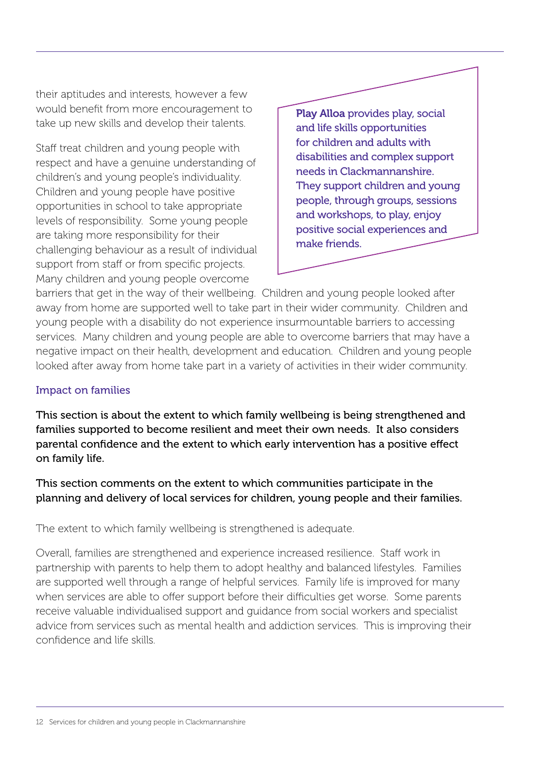their aptitudes and interests, however a few would benefit from more encouragement to take up new skills and develop their talents.

Staff treat children and young people with respect and have a genuine understanding of children's and young people's individuality. Children and young people have positive opportunities in school to take appropriate levels of responsibility. Some young people are taking more responsibility for their challenging behaviour as a result of individual support from staff or from specific projects. Many children and young people overcome barriers that get in the way of their wellbeing. Children and young people looked after away from home are supported well to take part in their wider community. Children and young people with a disability do not experience insurmountable barriers to accessing services. Many children and young people are able to overcome barriers that may have a negative impact on their health, development and education. Children and young people looked after away from home take part in a variety of activities in their wider community.

> **Play Alloa** provides play, social and life skills opportunities for children and adults with disabilities and complex support needs in Clackmannanshire. They support children and young people, through groups, sessions and workshops, to play, enjoy positive social experiences and make friends.

### Impact on families

**This section is about the extent to which family wellbeing is being strengthened and families supported to become resilient and meet their own needs. It also considers parental confidence and the extent to which early intervention has a positive effect on family life.**

**This section comments on the extent to which communities participate in the planning and delivery of local services for children, young people and their families.**

The extent to which family wellbeing is strengthened is adequate.

Overall, families are strengthened and experience increased resilience. Staff work in partnership with parents to help them to adopt healthy and balanced lifestyles. Families are supported well through a range of helpful services. Family life is improved for many when services are able to offer support before their difficulties get worse. Some parents receive valuable individualised support and guidance from social workers and specialist advice from services such as mental health and addiction services. This is improving their confidence and life skills.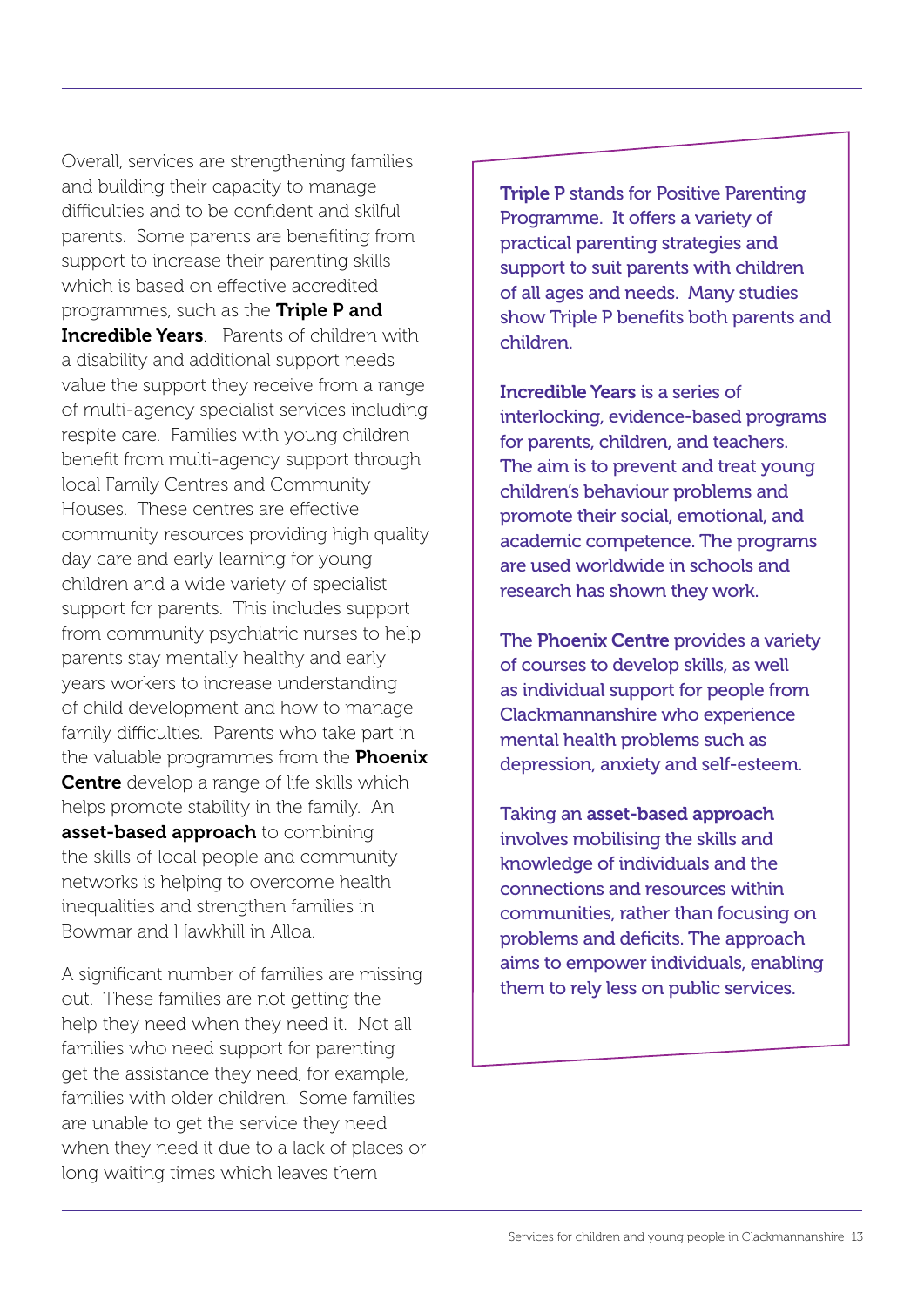Overall, services are strengthening families and building their capacity to manage difficulties and to be confident and skilful parents. Some parents are benefiting from support to increase their parenting skills which is based on effective accredited programmes, such as the **Triple P and Incredible Years**. Parents of children with a disability and additional support needs value the support they receive from a range of multi-agency specialist services including respite care. Families with young children benefit from multi-agency support through local Family Centres and Community Houses. These centres are effective community resources providing high quality day care and early learning for young children and a wide variety of specialist support for parents. This includes support from community psychiatric nurses to help parents stay mentally healthy and early years workers to increase understanding of child development and how to manage family difficulties. Parents who take part in the valuable programmes from the **Phoenix Centre** develop a range of life skills which helps promote stability in the family. An **asset-based approach** to combining the skills of local people and community networks is helping to overcome health inequalities and strengthen families in Bowmar and Hawkhill in Alloa.

A significant number of families are missing out. These families are not getting the help they need when they need it. Not all families who need support for parenting get the assistance they need, for example, families with older children. Some families are unable to get the service they need when they need it due to a lack of places or long waiting times which leaves them

**Triple P** stands for Positive Parenting Programme. It offers a variety of practical parenting strategies and support to suit parents with children of all ages and needs. Many studies show Triple P benefits both parents and children.

**Incredible Years** is a series of interlocking, evidence-based programs for parents, children, and teachers. The aim is to prevent and treat young children's behaviour problems and promote their social, emotional, and academic competence. The programs are used worldwide in schools and research has shown they work.

The **Phoenix Centre** provides a variety of courses to develop skills, as well as individual support for people from Clackmannanshire who experience mental health problems such as depression, anxiety and self-esteem.

Taking an **asset-based approach** involves mobilising the skills and knowledge of individuals and the connections and resources within communities, rather than focusing on problems and deficits. The approach aims to empower individuals, enabling them to rely less on public services.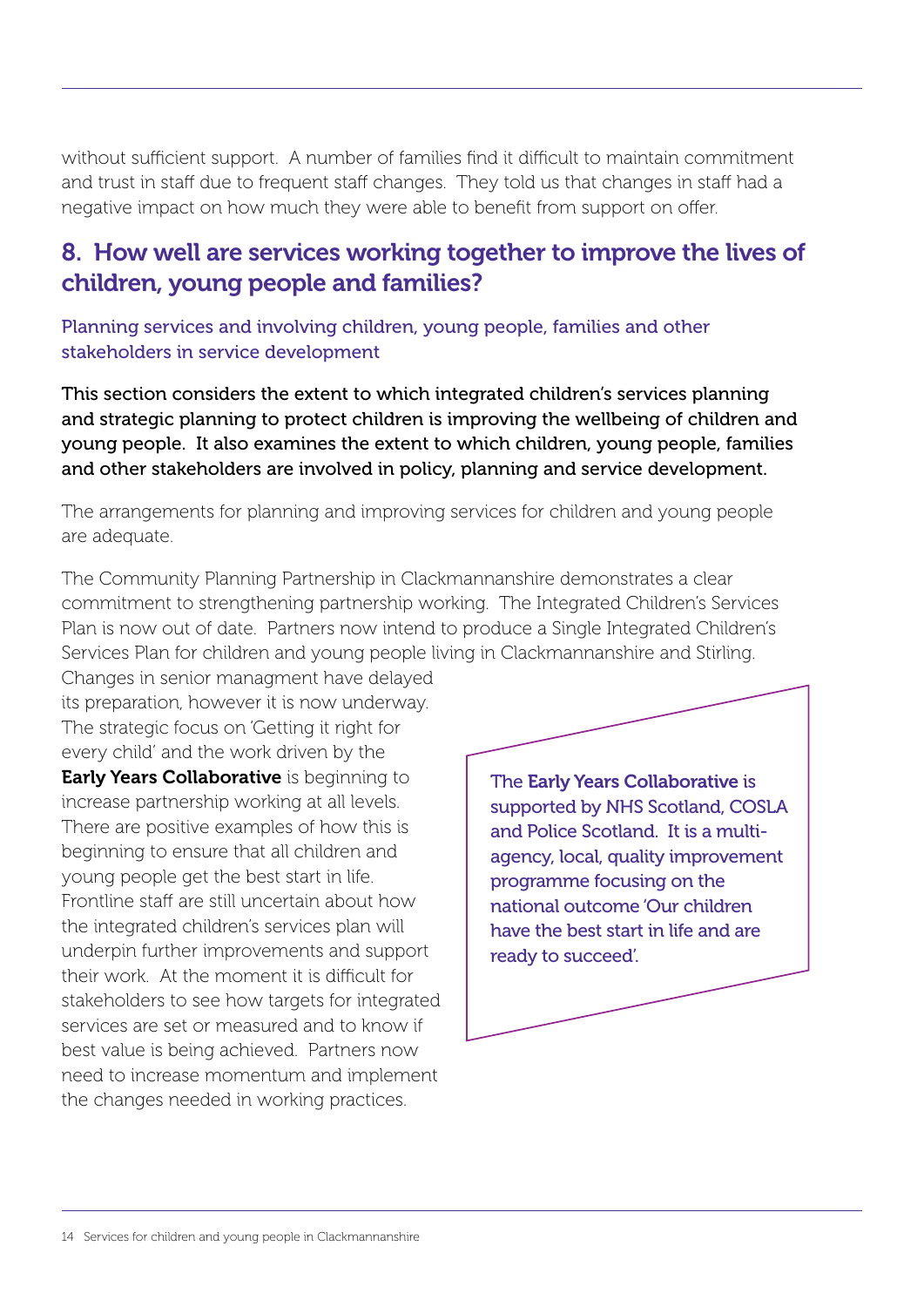without sufficient support. A number of families find it difficult to maintain commitment and trust in staff due to frequent staff changes. They told us that changes in staff had a negative impact on how much they were able to benefit from support on offer.

## 8. How well are services working together to improve the lives of children, young people and families?

### Planning services and involving children, young people, families and other stakeholders in service development

**This section considers the extent to which integrated children's services planning and strategic planning to protect children is improving the wellbeing of children and young people. It also examines the extent to which children, young people, families and other stakeholders are involved in policy, planning and service development.**

The arrangements for planning and improving services for children and young people are adequate.

The Community Planning Partnership in Clackmannanshire demonstrates a clear commitment to strengthening partnership working. The Integrated Children's Services Plan is now out of date. Partners now intend to produce a Single Integrated Children's Services Plan for children and young people living in Clackmannanshire and Stirling. Changes in senior managment have delayed its preparation, however it is now underway. The strategic focus on 'Getting it right for every child' and the work driven by the **Early Years Collaborative** is beginning to increase partnership working at all levels. There are positive examples of how this is beginning to ensure that all children and young people get the best start in life. Frontline staff are still uncertain about how the integrated children's services plan will underpin further improvements and support their work. At the moment it is difficult for stakeholders to see how targets for integrated services are set or measured and to know if best value is being achieved. Partners now need to increase momentum and implement the changes needed in working practices.

> The **Early Years Collaborative** is supported by NHS Scotland, COSLA and Police Scotland. It is a multi-agency, local, quality improvement programme focusing on the national outcome 'Our children have the best start in life and are ready to succeed'.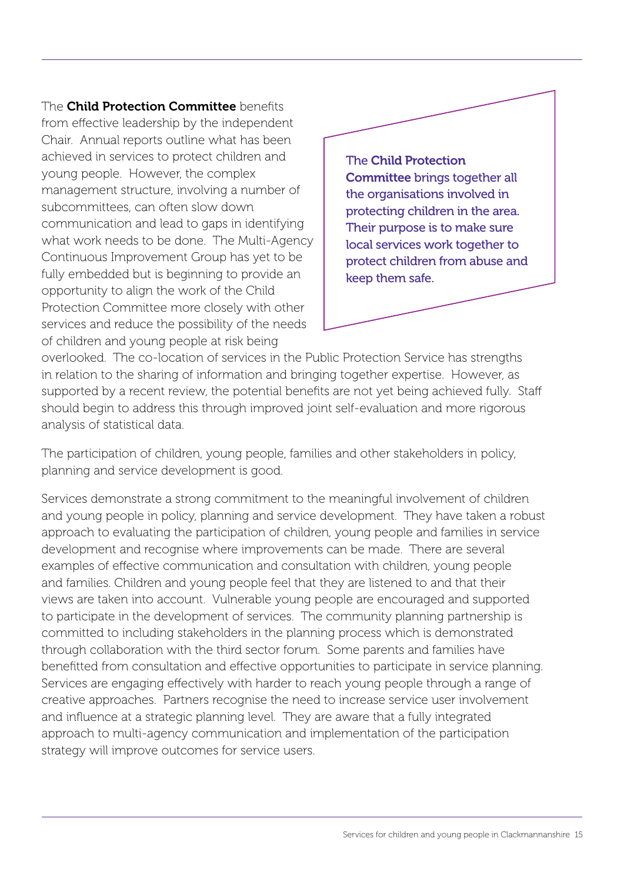The **Child Protection Committee** benefits from effective leadership by the independent Chair. Annual reports outline what has been achieved in services to protect children and young people. However, the complex management structure, involving a number of subcommittees, can often slow down communication and lead to gaps in identifying what work needs to be done. The Multi-Agency Continuous Improvement Group has yet to be fully embedded but is beginning to provide an opportunity to align the work of the Child Protection Committee more closely with other services and reduce the possibility of the needs of children and young people at risk being overlooked. The co-location of services in the Public Protection Service has strengths in relation to the sharing of information and bringing together expertise. However, as supported by a recent review, the potential benefits are not yet being achieved fully. Staff should begin to address this through improved joint self-evaluation and more rigorous analysis of statistical data.

> The **Child Protection Committee** brings together all the organisations involved in protecting children in the area. Their purpose is to make sure local services work together to protect children from abuse and keep them safe.

The participation of children, young people, families and other stakeholders in policy, planning and service development is good.

Services demonstrate a strong commitment to the meaningful involvement of children and young people in policy, planning and service development. They have taken a robust approach to evaluating the participation of children, young people and families in service development and recognise where improvements can be made. There are several examples of effective communication and consultation with children, young people and families. Children and young people feel that they are listened to and that their views are taken into account. Vulnerable young people are encouraged and supported to participate in the development of services. The community planning partnership is committed to including stakeholders in the planning process which is demonstrated through collaboration with the third sector forum. Some parents and families have benefitted from consultation and effective opportunities to participate in service planning. Services are engaging effectively with harder to reach young people through a range of creative approaches. Partners recognise the need to increase service user involvement and influence at a strategic planning level. They are aware that a fully integrated approach to multi-agency communication and implementation of the participation strategy will improve outcomes for service users.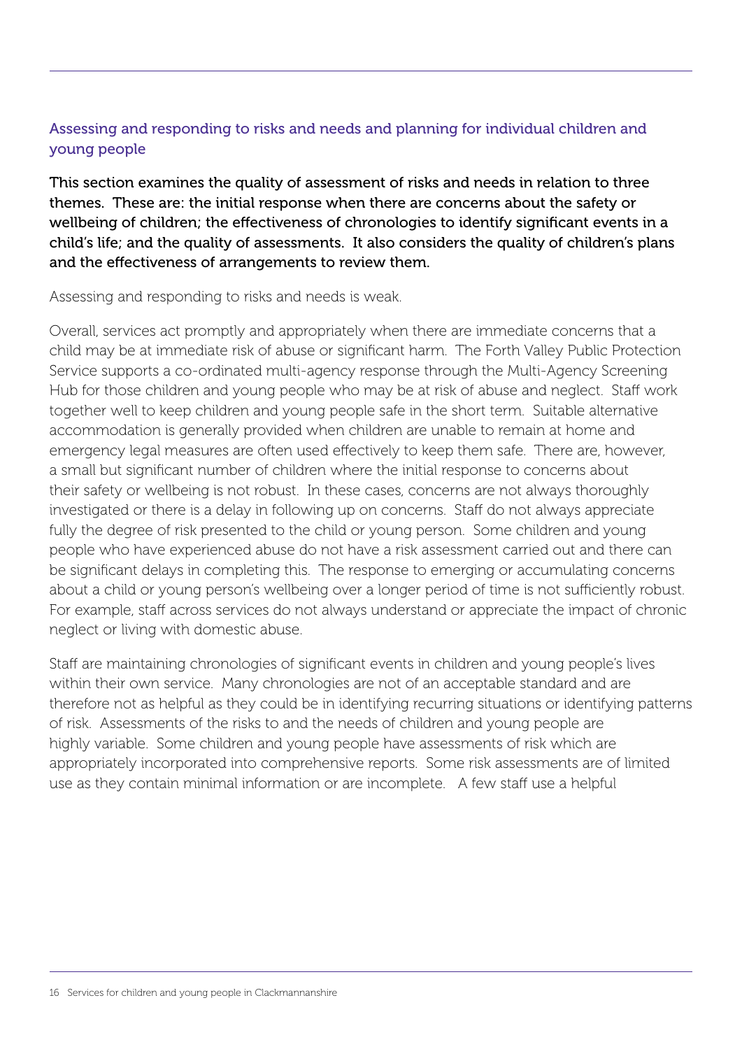## Assessing and responding to risks and needs and planning for individual children and young people

**This section examines the quality of assessment of risks and needs in relation to three themes. These are: the initial response when there are concerns about the safety or wellbeing of children; the effectiveness of chronologies to identify significant events in a child's life; and the quality of assessments. It also considers the quality of children's plans and the effectiveness of arrangements to review them.**

Assessing and responding to risks and needs is weak.

Overall, services act promptly and appropriately when there are immediate concerns that a child may be at immediate risk of abuse or significant harm. The Forth Valley Public Protection Service supports a co-ordinated multi-agency response through the Multi-Agency Screening Hub for those children and young people who may be at risk of abuse and neglect. Staff work together well to keep children and young people safe in the short term. Suitable alternative accommodation is generally provided when children are unable to remain at home and emergency legal measures are often used effectively to keep them safe. There are, however, a small but significant number of children where the initial response to concerns about their safety or wellbeing is not robust. In these cases, concerns are not always thoroughly investigated or there is a delay in following up on concerns. Staff do not always appreciate fully the degree of risk presented to the child or young person. Some children and young people who have experienced abuse do not have a risk assessment carried out and there can be significant delays in completing this. The response to emerging or accumulating concerns about a child or young person's wellbeing over a longer period of time is not sufficiently robust. For example, staff across services do not always understand or appreciate the impact of chronic neglect or living with domestic abuse.

Staff are maintaining chronologies of significant events in children and young people's lives within their own service. Many chronologies are not of an acceptable standard and are therefore not as helpful as they could be in identifying recurring situations or identifying patterns of risk. Assessments of the risks to and the needs of children and young people are highly variable. Some children and young people have assessments of risk which are appropriately incorporated into comprehensive reports. Some risk assessments are of limited use as they contain minimal information or are incomplete. A few staff use a helpful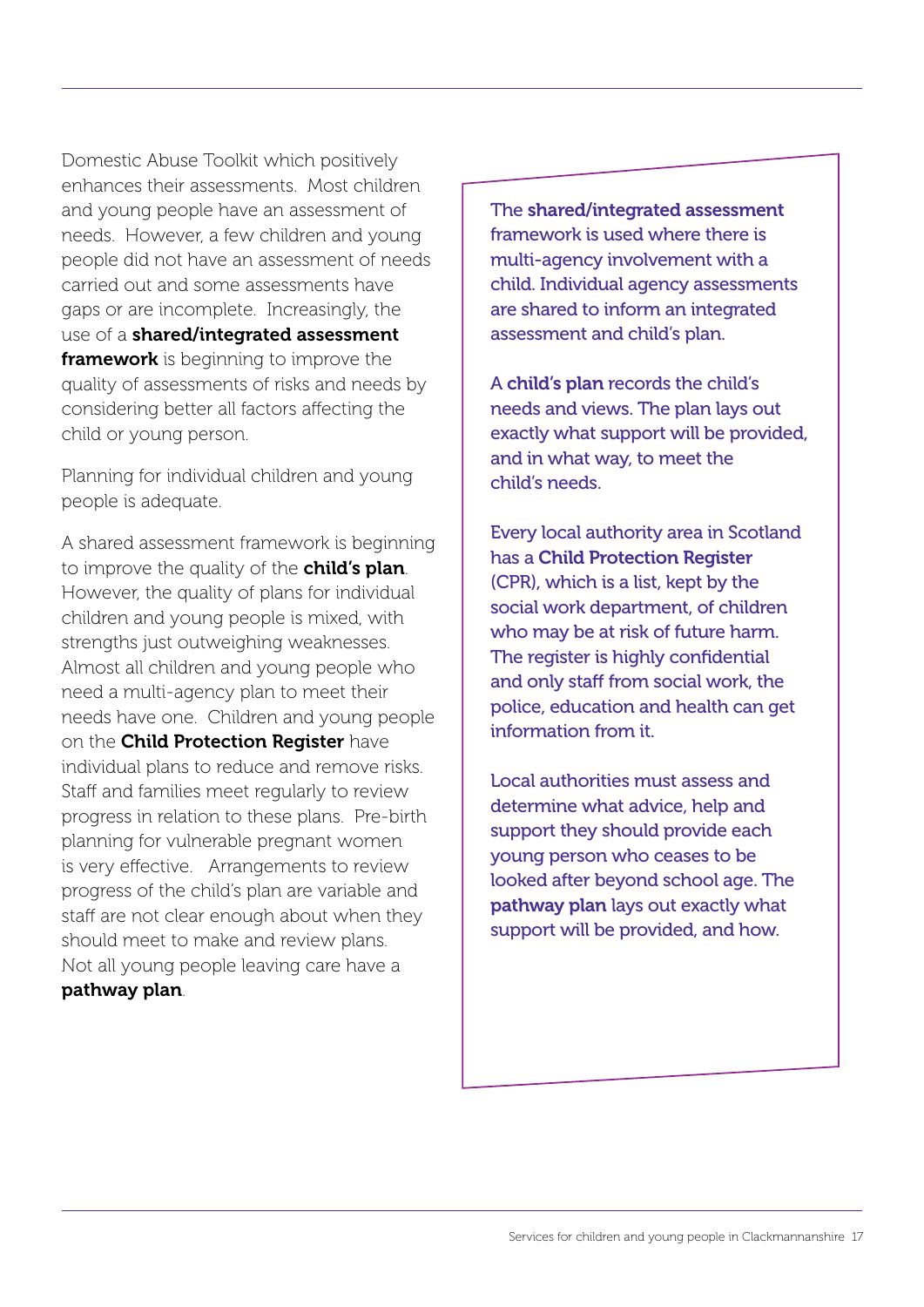Domestic Abuse Toolkit which positively enhances their assessments. Most children and young people have an assessment of needs. However, a few children and young people did not have an assessment of needs carried out and some assessments have gaps or are incomplete. Increasingly, the use of a **shared/integrated assessment framework** is beginning to improve the quality of assessments of risks and needs by considering better all factors affecting the child or young person.

Planning for individual children and young people is adequate.

A shared assessment framework is beginning to improve the quality of the **child's plan**. However, the quality of plans for individual children and young people is mixed, with strengths just outweighing weaknesses. Almost all children and young people who need a multi-agency plan to meet their needs have one. Children and young people on the **Child Protection Register** have individual plans to reduce and remove risks. Staff and families meet regularly to review progress in relation to these plans. Pre-birth planning for vulnerable pregnant women is very effective. Arrangements to review progress of the child's plan are variable and staff are not clear enough about when they should meet to make and review plans. Not all young people leaving care have a **pathway plan**.

The **shared/integrated assessment** framework is used where there is multi-agency involvement with a child. Individual agency assessments are shared to inform an integrated assessment and child's plan.

A **child's plan** records the child's needs and views. The plan lays out exactly what support will be provided, and in what way, to meet the child's needs.

Every local authority area in Scotland has a **Child Protection Register** (CPR), which is a list, kept by the social work department, of children who may be at risk of future harm. The register is highly confidential and only staff from social work, the police, education and health can get information from it.

Local authorities must assess and determine what advice, help and support they should provide each young person who ceases to be looked after beyond school age. The **pathway plan** lays out exactly what support will be provided, and how.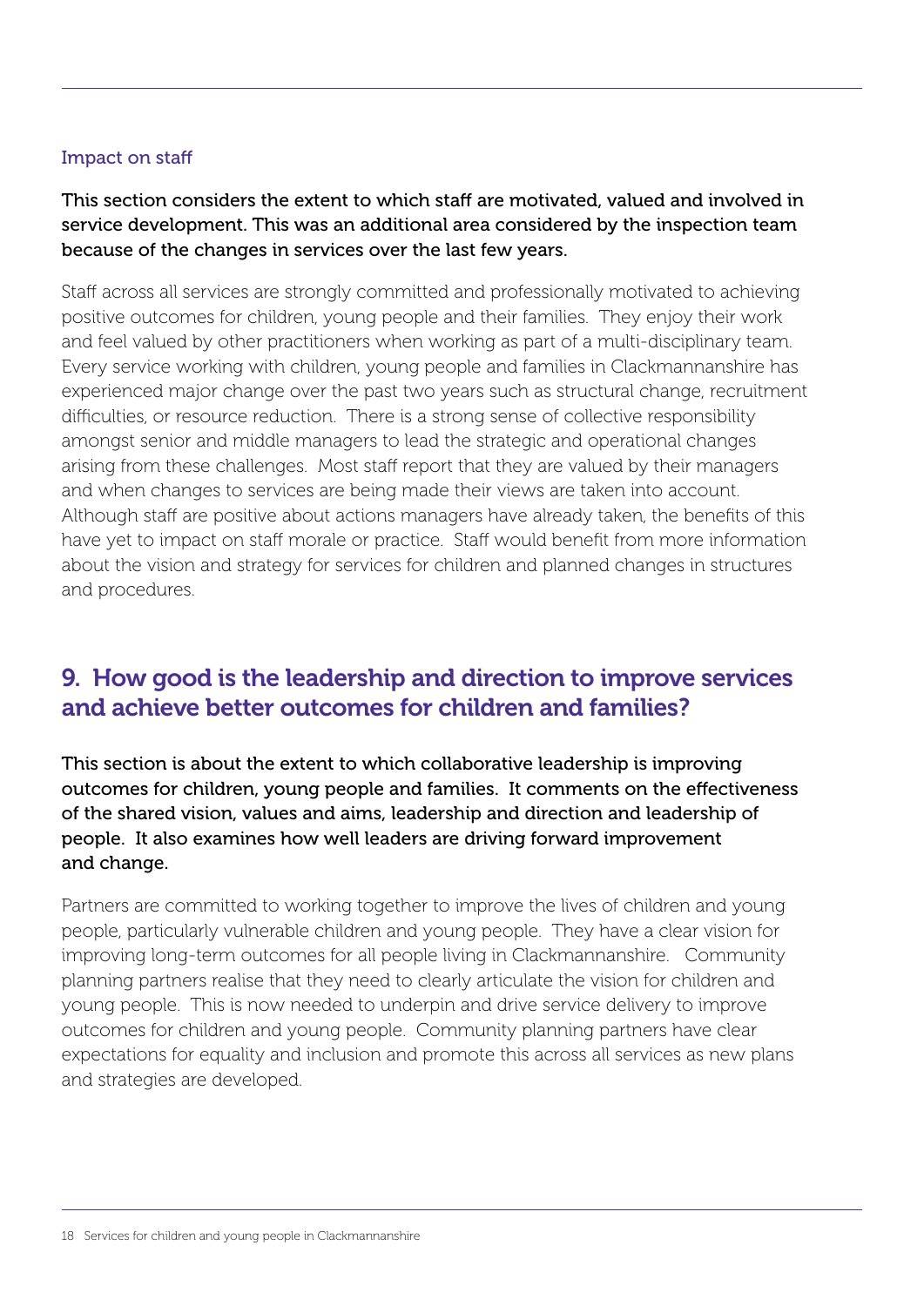### Impact on staff

**This section considers the extent to which staff are motivated, valued and involved in service development. This was an additional area considered by the inspection team because of the changes in services over the last few years.**

Staff across all services are strongly committed and professionally motivated to achieving positive outcomes for children, young people and their families. They enjoy their work and feel valued by other practitioners when working as part of a multi-disciplinary team. Every service working with children, young people and families in Clackmannanshire has experienced major change over the past two years such as structural change, recruitment difficulties, or resource reduction. There is a strong sense of collective responsibility amongst senior and middle managers to lead the strategic and operational changes arising from these challenges. Most staff report that they are valued by their managers and when changes to services are being made their views are taken into account. Although staff are positive about actions managers have already taken, the benefits of this have yet to impact on staff morale or practice. Staff would benefit from more information about the vision and strategy for services for children and planned changes in structures and procedures.

## 9. How good is the leadership and direction to improve services and achieve better outcomes for children and families?

**This section is about the extent to which collaborative leadership is improving outcomes for children, young people and families. It comments on the effectiveness of the shared vision, values and aims, leadership and direction and leadership of people. It also examines how well leaders are driving forward improvement and change.**

Partners are committed to working together to improve the lives of children and young people, particularly vulnerable children and young people. They have a clear vision for improving long-term outcomes for all people living in Clackmannanshire. Community planning partners realise that they need to clearly articulate the vision for children and young people. This is now needed to underpin and drive service delivery to improve outcomes for children and young people. Community planning partners have clear expectations for equality and inclusion and promote this across all services as new plans and strategies are developed.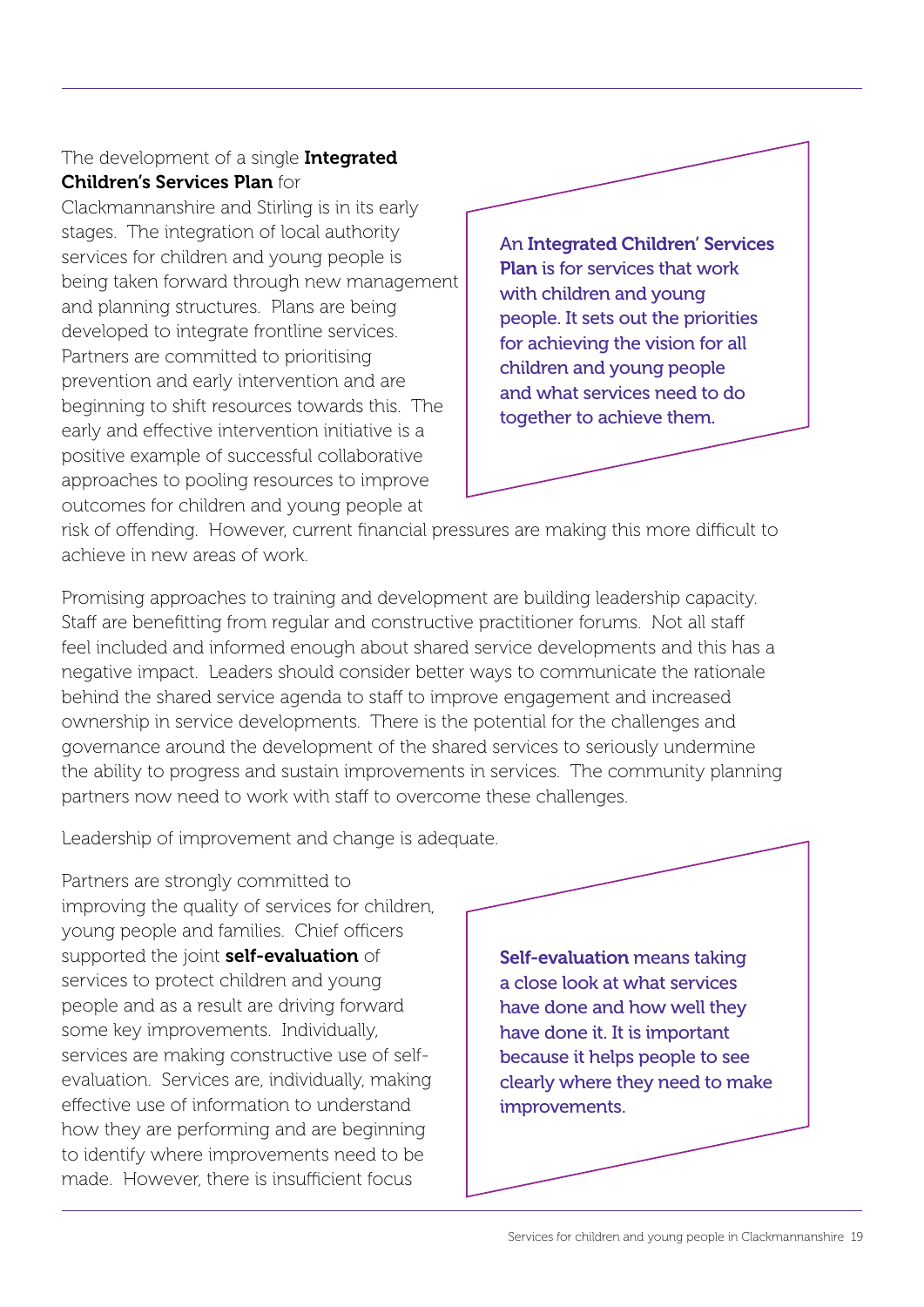The development of a single **Integrated Children's Services Plan** for Clackmannanshire and Stirling is in its early stages. The integration of local authority services for children and young people is being taken forward through new management and planning structures. Plans are being developed to integrate frontline services. Partners are committed to prioritising prevention and early intervention and are beginning to shift resources towards this. The early and effective intervention initiative is a positive example of successful collaborative approaches to pooling resources to improve outcomes for children and young people at risk of offending. However, current financial pressures are making this more difficult to achieve in new areas of work.

> An **Integrated Children' Services Plan** is for services that work with children and young people. It sets out the priorities for achieving the vision for all children and young people and what services need to do together to achieve them.

Promising approaches to training and development are building leadership capacity. Staff are benefitting from regular and constructive practitioner forums. Not all staff feel included and informed enough about shared service developments and this has a negative impact. Leaders should consider better ways to communicate the rationale behind the shared service agenda to staff to improve engagement and increased ownership in service developments. There is the potential for the challenges and governance around the development of the shared services to seriously undermine the ability to progress and sustain improvements in services. The community planning partners now need to work with staff to overcome these challenges.

Leadership of improvement and change is adequate.

Partners are strongly committed to improving the quality of services for children, young people and families. Chief officers supported the joint **self-evaluation** of services to protect children and young people and as a result are driving forward some key improvements. Individually, services are making constructive use of self-evaluation. Services are, individually, making effective use of information to understand how they are performing and are beginning to identify where improvements need to be made. However, there is insufficient focus

> **Self-evaluation** means taking a close look at what services have done and how well they have done it. It is important because it helps people to see clearly where they need to make improvements.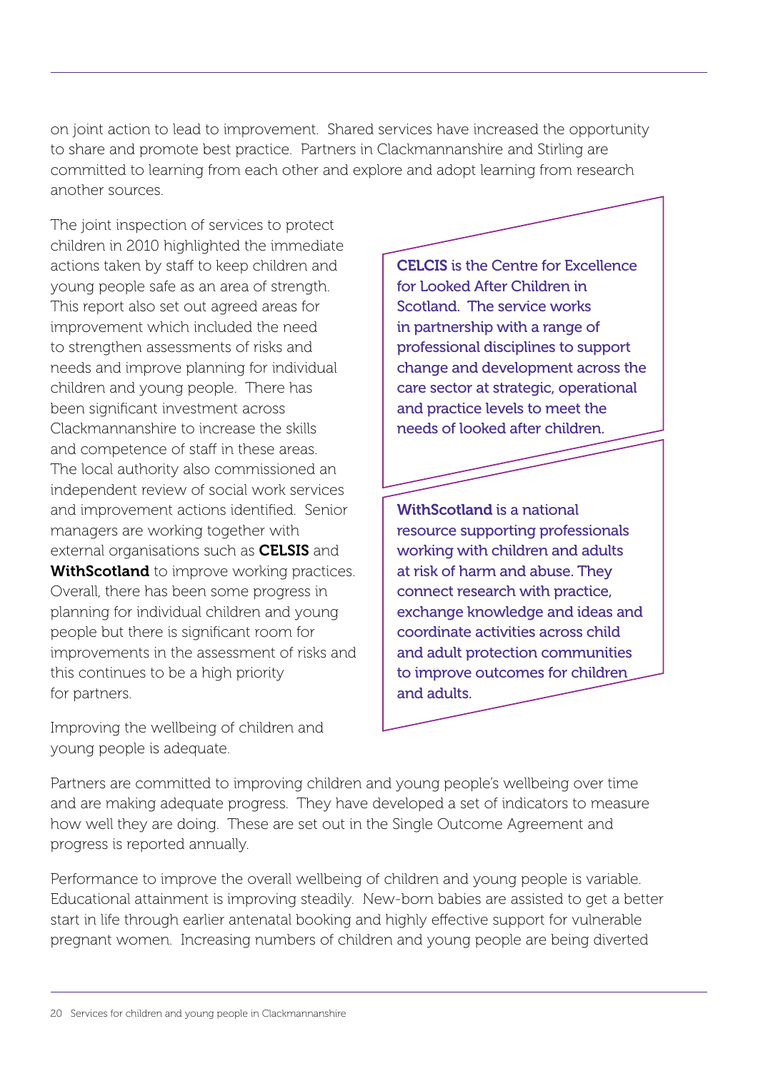on joint action to lead to improvement. Shared services have increased the opportunity to share and promote best practice. Partners in Clackmannanshire and Stirling are committed to learning from each other and explore and adopt learning from research another sources.

The joint inspection of services to protect children in 2010 highlighted the immediate actions taken by staff to keep children and young people safe as an area of strength. This report also set out agreed areas for improvement which included the need to strengthen assessments of risks and needs and improve planning for individual children and young people. There has been significant investment across Clackmannanshire to increase the skills and competence of staff in these areas. The local authority also commissioned an independent review of social work services and improvement actions identified. Senior managers are working together with external organisations such as **CELSIS** and **WithScotland** to improve working practices. Overall, there has been some progress in planning for individual children and young people but there is significant room for improvements in the assessment of risks and this continues to be a high priority for partners.

> **CELCIS** is the Centre for Excellence for Looked After Children in Scotland. The service works in partnership with a range of professional disciplines to support change and development across the care sector at strategic, operational and practice levels to meet the needs of looked after children.

> **WithScotland** is a national resource supporting professionals working with children and adults at risk of harm and abuse. They connect research with practice, exchange knowledge and ideas and coordinate activities across child and adult protection communities to improve outcomes for children and adults.

Improving the wellbeing of children and young people is adequate.

Partners are committed to improving children and young people's wellbeing over time and are making adequate progress. They have developed a set of indicators to measure how well they are doing. These are set out in the Single Outcome Agreement and progress is reported annually.

Performance to improve the overall wellbeing of children and young people is variable. Educational attainment is improving steadily. New-born babies are assisted to get a better start in life through earlier antenatal booking and highly effective support for vulnerable pregnant women. Increasing numbers of children and young people are being diverted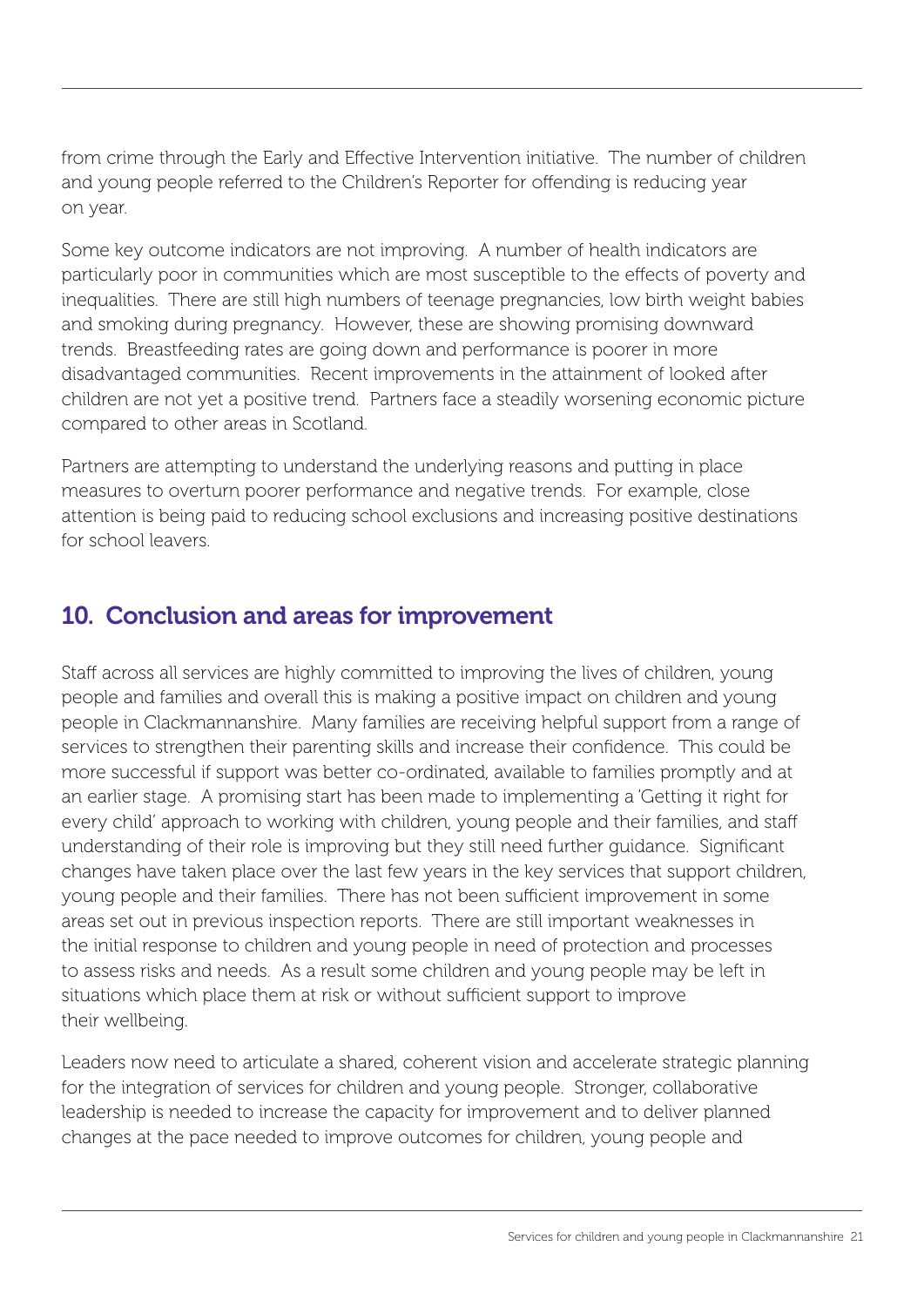from crime through the Early and Effective Intervention initiative. The number of children and young people referred to the Children's Reporter for offending is reducing year on year.

Some key outcome indicators are not improving. A number of health indicators are particularly poor in communities which are most susceptible to the effects of poverty and inequalities. There are still high numbers of teenage pregnancies, low birth weight babies and smoking during pregnancy. However, these are showing promising downward trends. Breastfeeding rates are going down and performance is poorer in more disadvantaged communities. Recent improvements in the attainment of looked after children are not yet a positive trend. Partners face a steadily worsening economic picture compared to other areas in Scotland.

Partners are attempting to understand the underlying reasons and putting in place measures to overturn poorer performance and negative trends. For example, close attention is being paid to reducing school exclusions and increasing positive destinations for school leavers.

## 10. Conclusion and areas for improvement

Staff across all services are highly committed to improving the lives of children, young people and families and overall this is making a positive impact on children and young people in Clackmannanshire. Many families are receiving helpful support from a range of services to strengthen their parenting skills and increase their confidence. This could be more successful if support was better co-ordinated, available to families promptly and at an earlier stage. A promising start has been made to implementing a 'Getting it right for every child' approach to working with children, young people and their families, and staff understanding of their role is improving but they still need further guidance. Significant changes have taken place over the last few years in the key services that support children, young people and their families. There has not been sufficient improvement in some areas set out in previous inspection reports. There are still important weaknesses in the initial response to children and young people in need of protection and processes to assess risks and needs. As a result some children and young people may be left in situations which place them at risk or without sufficient support to improve their wellbeing.

Leaders now need to articulate a shared, coherent vision and accelerate strategic planning for the integration of services for children and young people. Stronger, collaborative leadership is needed to increase the capacity for improvement and to deliver planned changes at the pace needed to improve outcomes for children, young people and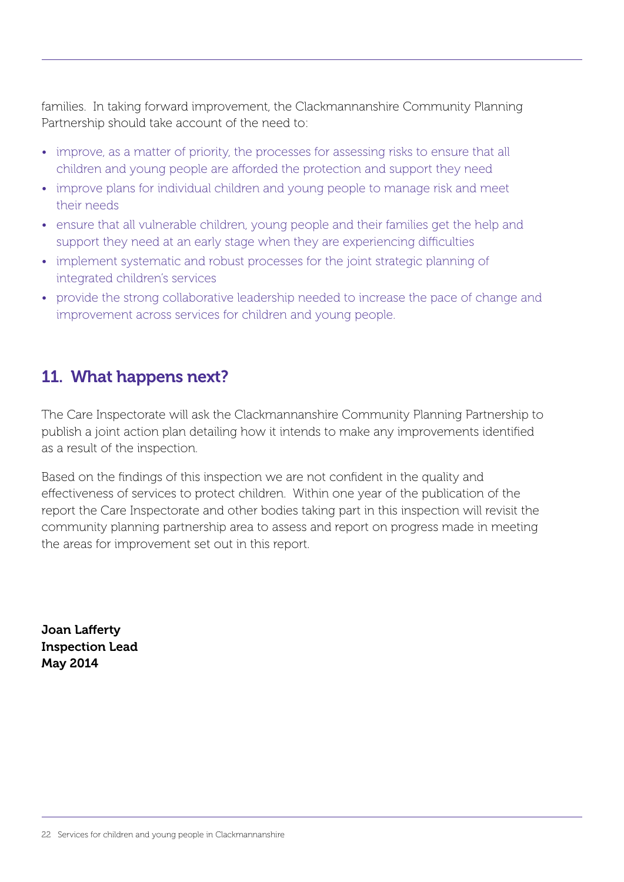families. In taking forward improvement, the Clackmannanshire Community Planning Partnership should take account of the need to:

- improve, as a matter of priority, the processes for assessing risks to ensure that all children and young people are afforded the protection and support they need
- improve plans for individual children and young people to manage risk and meet their needs
- ensure that all vulnerable children, young people and their families get the help and support they need at an early stage when they are experiencing difficulties
- implement systematic and robust processes for the joint strategic planning of integrated children's services
- provide the strong collaborative leadership needed to increase the pace of change and improvement across services for children and young people.

## 11. What happens next?

The Care Inspectorate will ask the Clackmannanshire Community Planning Partnership to publish a joint action plan detailing how it intends to make any improvements identified as a result of the inspection.

Based on the findings of this inspection we are not confident in the quality and effectiveness of services to protect children. Within one year of the publication of the report the Care Inspectorate and other bodies taking part in this inspection will revisit the community planning partnership area to assess and report on progress made in meeting the areas for improvement set out in this report.

**Joan Lafferty**
**Inspection Lead**
**May 2014**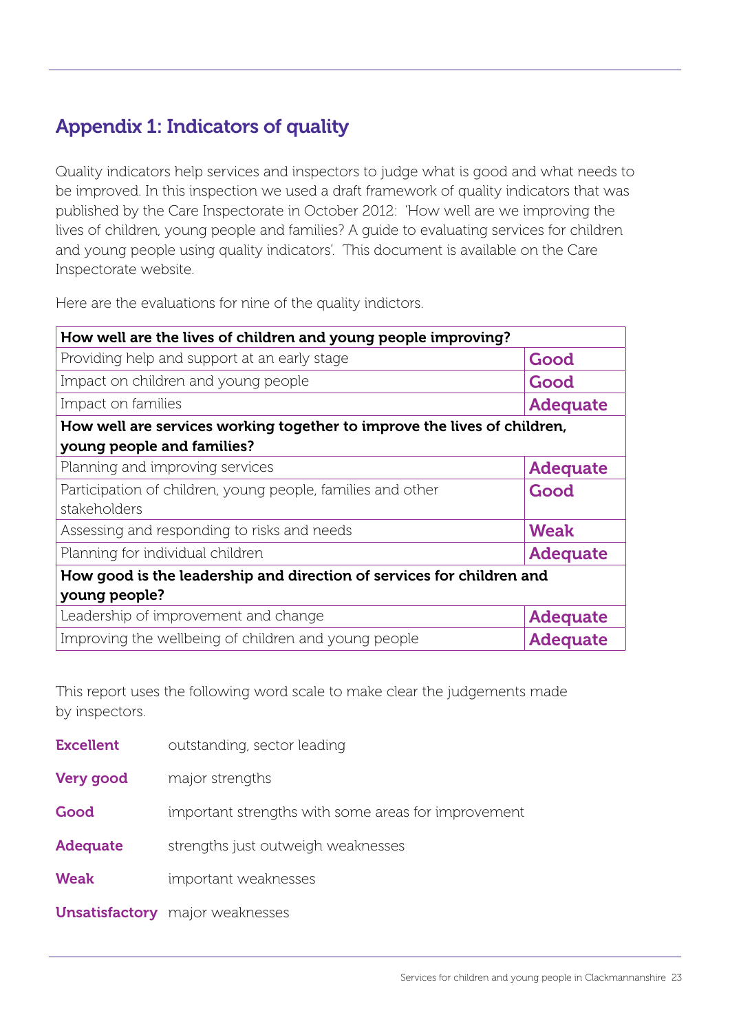## Appendix 1: Indicators of quality

Quality indicators help services and inspectors to judge what is good and what needs to be improved. In this inspection we used a draft framework of quality indicators that was published by the Care Inspectorate in October 2012: 'How well are we improving the lives of children, young people and families? A guide to evaluating services for children and young people using quality indicators'. This document is available on the Care Inspectorate website.

Here are the evaluations for nine of the quality indictors.

| **How well are the lives of children and young people improving?** | |
|---|---|
| Providing help and support at an early stage | **Good** |
| Impact on children and young people | **Good** |
| Impact on families | **Adequate** |
| **How well are services working together to improve the lives of children, young people and families?** | |
| Planning and improving services | **Adequate** |
| Participation of children, young people, families and other stakeholders | **Good** |
| Assessing and responding to risks and needs | **Weak** |
| Planning for individual children | **Adequate** |
| **How good is the leadership and direction of services for children and young people?** | |
| Leadership of improvement and change | **Adequate** |
| Improving the wellbeing of children and young people | **Adequate** |

This report uses the following word scale to make clear the judgements made by inspectors.

**Excellent** outstanding, sector leading

**Very good** major strengths

**Good** important strengths with some areas for improvement

**Adequate** strengths just outweigh weaknesses

**Weak** important weaknesses

**Unsatisfactory** major weaknesses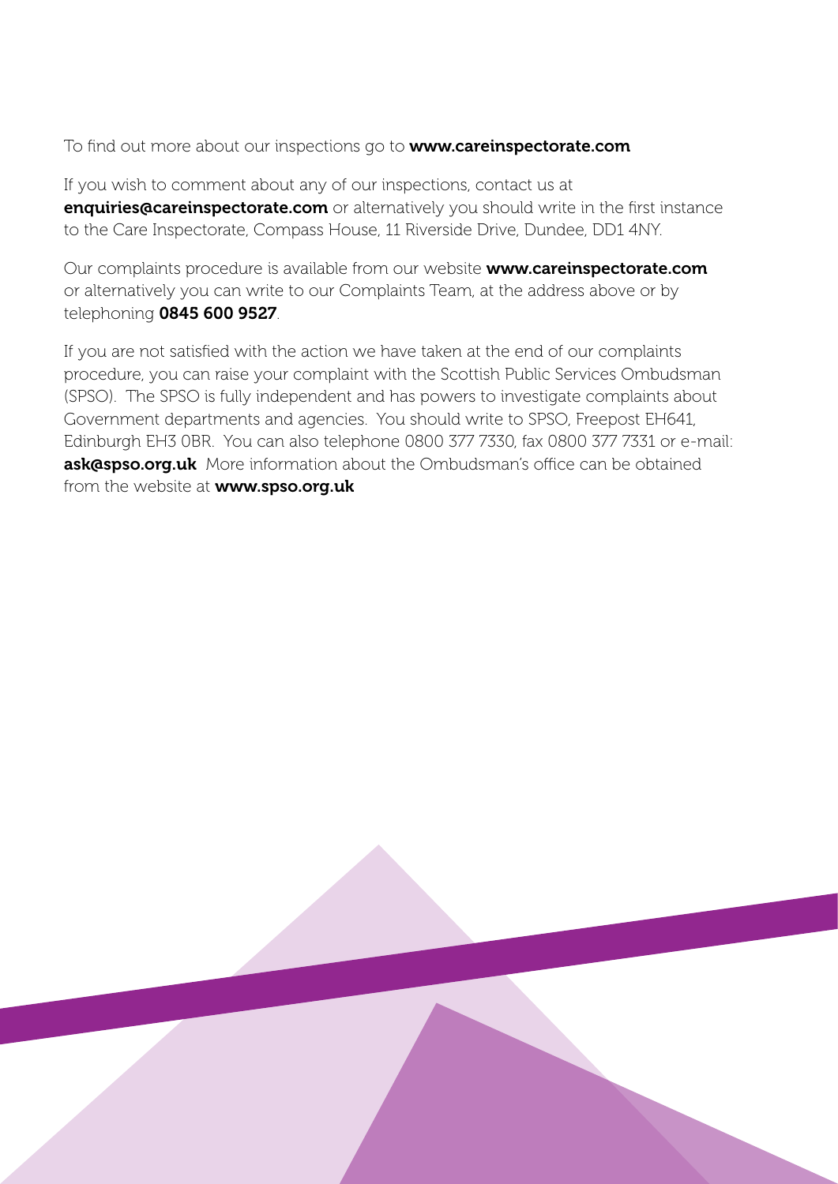To find out more about our inspections go to **www.careinspectorate.com**

If you wish to comment about any of our inspections, contact us at **enquiries@careinspectorate.com** or alternatively you should write in the first instance to the Care Inspectorate, Compass House, 11 Riverside Drive, Dundee, DD1 4NY.

Our complaints procedure is available from our website **www.careinspectorate.com** or alternatively you can write to our Complaints Team, at the address above or by telephoning **0845 600 9527**.

If you are not satisfied with the action we have taken at the end of our complaints procedure, you can raise your complaint with the Scottish Public Services Ombudsman (SPSO). The SPSO is fully independent and has powers to investigate complaints about Government departments and agencies. You should write to SPSO, Freepost EH641, Edinburgh EH3 0BR. You can also telephone 0800 377 7330, fax 0800 377 7331 or e-mail: **ask@spso.org.uk** More information about the Ombudsman's office can be obtained from the website at **www.spso.org.uk**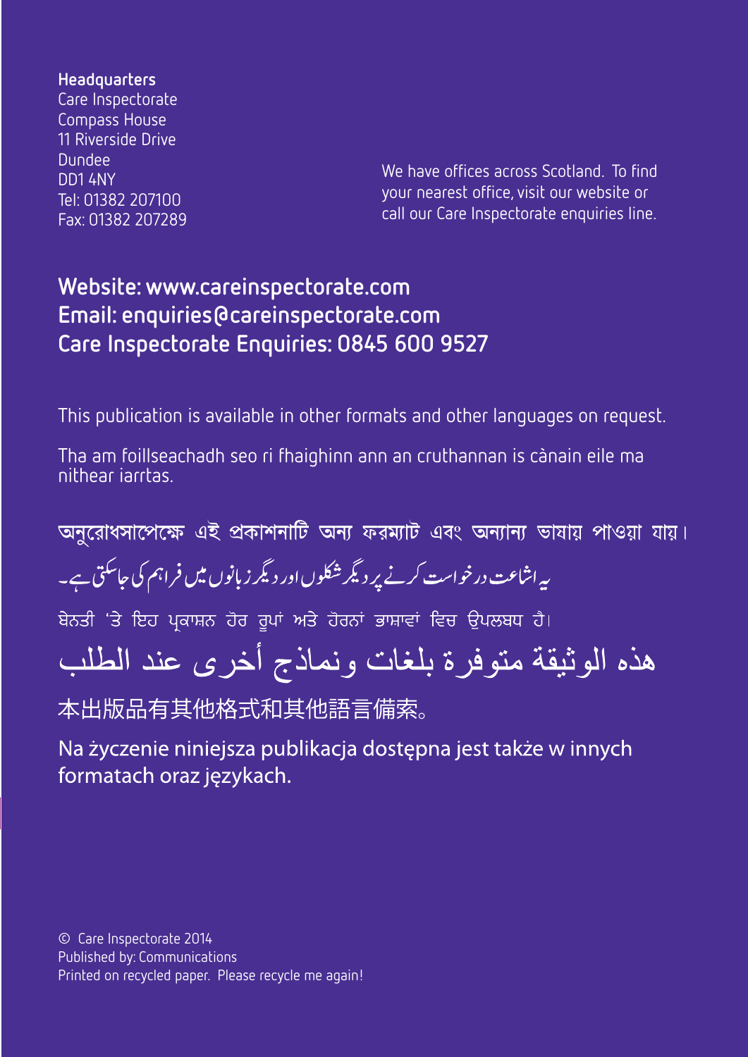**Headquarters**
Care Inspectorate
Compass House
11 Riverside Drive
Dundee
DD1 4NY
Tel: 01382 207100
Fax: 01382 207289

We have offices across Scotland. To find your nearest office, visit our website or call our Care Inspectorate enquiries line.

**Website: www.careinspectorate.com**
**Email: enquiries@careinspectorate.com**
**Care Inspectorate Enquiries: 0845 600 9527**

This publication is available in other formats and other languages on request.

Tha am foillseachadh seo ri fhaighinn ann an cruthannan is cànain eile ma nithear iarrtas.

অনুরোধসাপেক্ষে এই প্রকাশনাটি অন্য ফরম্যাট এবং অন্যান্য ভাষায় পাওয়া যায়।

یہ اشاعت درخواست کرنے پر دیگر شکلوں اور دیگر زبانوں میں فراہم کی جاسکتی ہے۔

ਬੇਨਤੀ 'ਤੇ ਇਹ ਪ੍ਰਕਾਸ਼ਨ ਹੋਰ ਰੂਪਾਂ ਅਤੇ ਹੋਰਨਾਂ ਭਾਸ਼ਾਵਾਂ ਵਿਚ ਉਪਲਬਧ ਹੈ।

هذه الوثيقة متوفرة بلغات ونماذج أخرى عند الطلب

本出版品有其他格式和其他語言備索。

Na życzenie niniejsza publikacja dostępna jest także w innych formatach oraz językach.

© Care Inspectorate 2014
Published by: Communications
Printed on recycled paper. Please recycle me again!